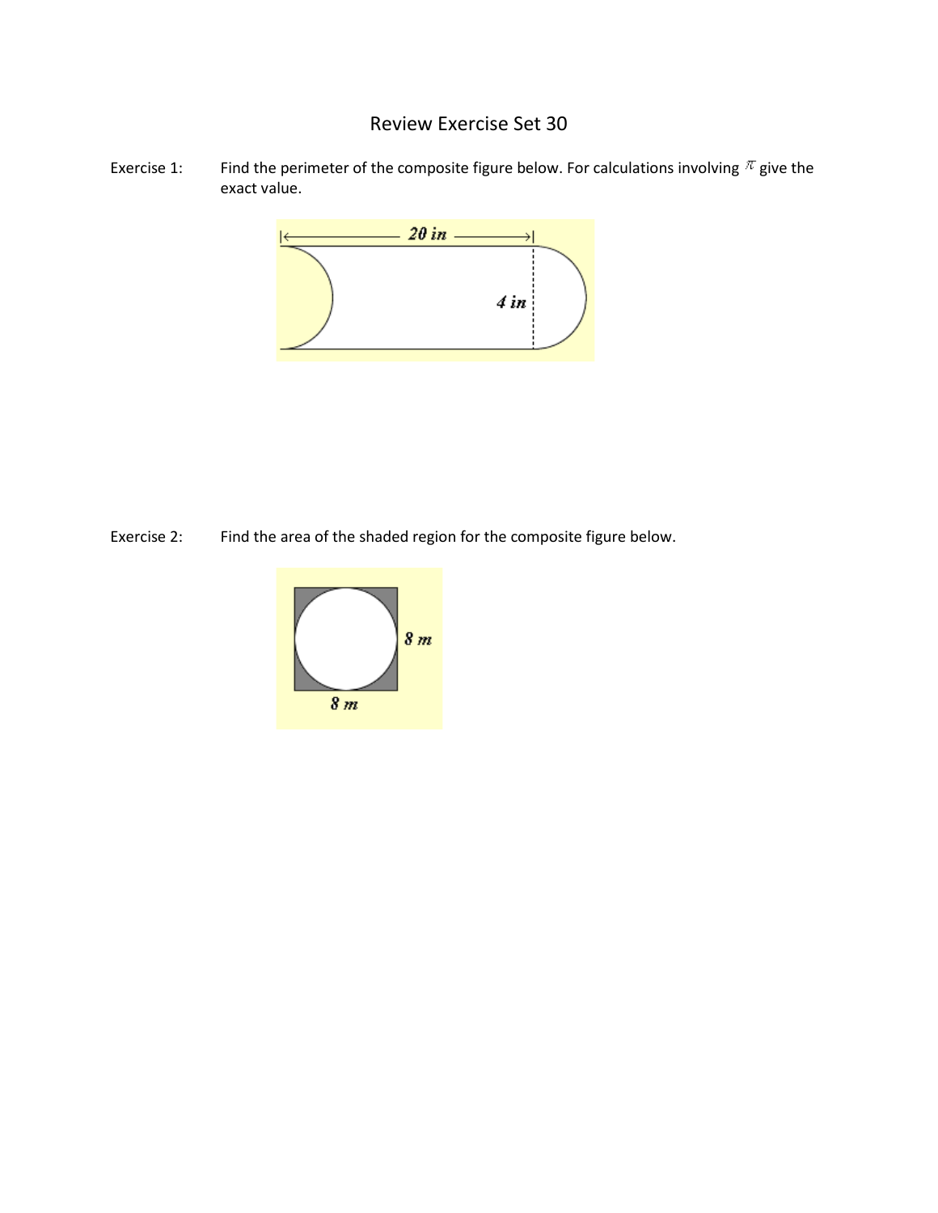# Review Exercise Set 30

Exercise 1: Find the perimeter of the composite figure below. For calculations involving $\pi$ give the exact value.

Exercise 2: Find the area of the shaded region for the composite figure below.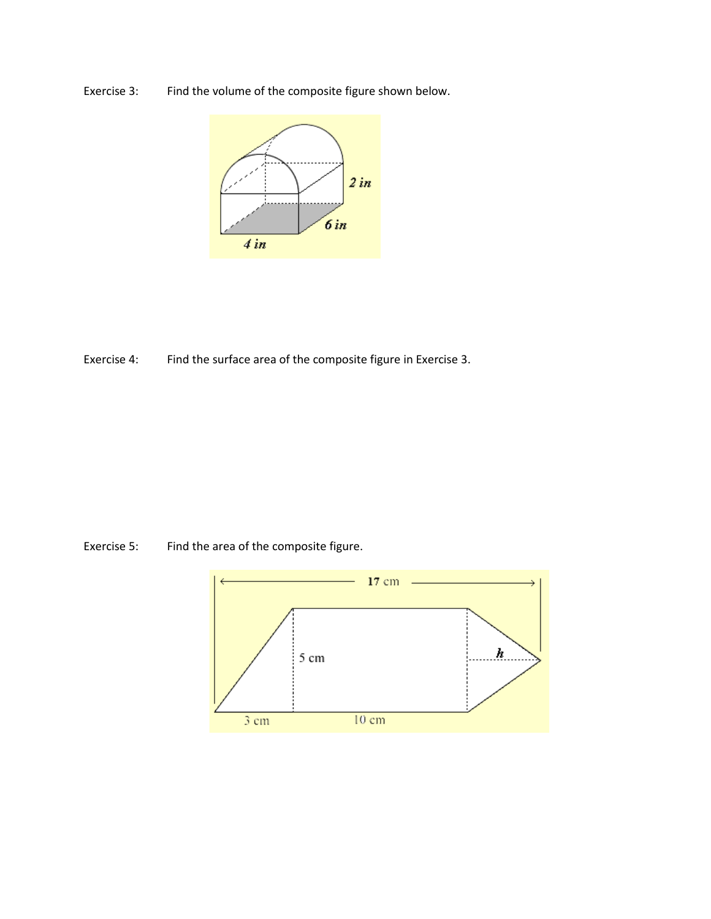Exercise 3: Find the volume of the composite figure shown below.

Exercise 4: Find the surface area of the composite figure in Exercise 3.

Exercise 5: Find the area of the composite figure.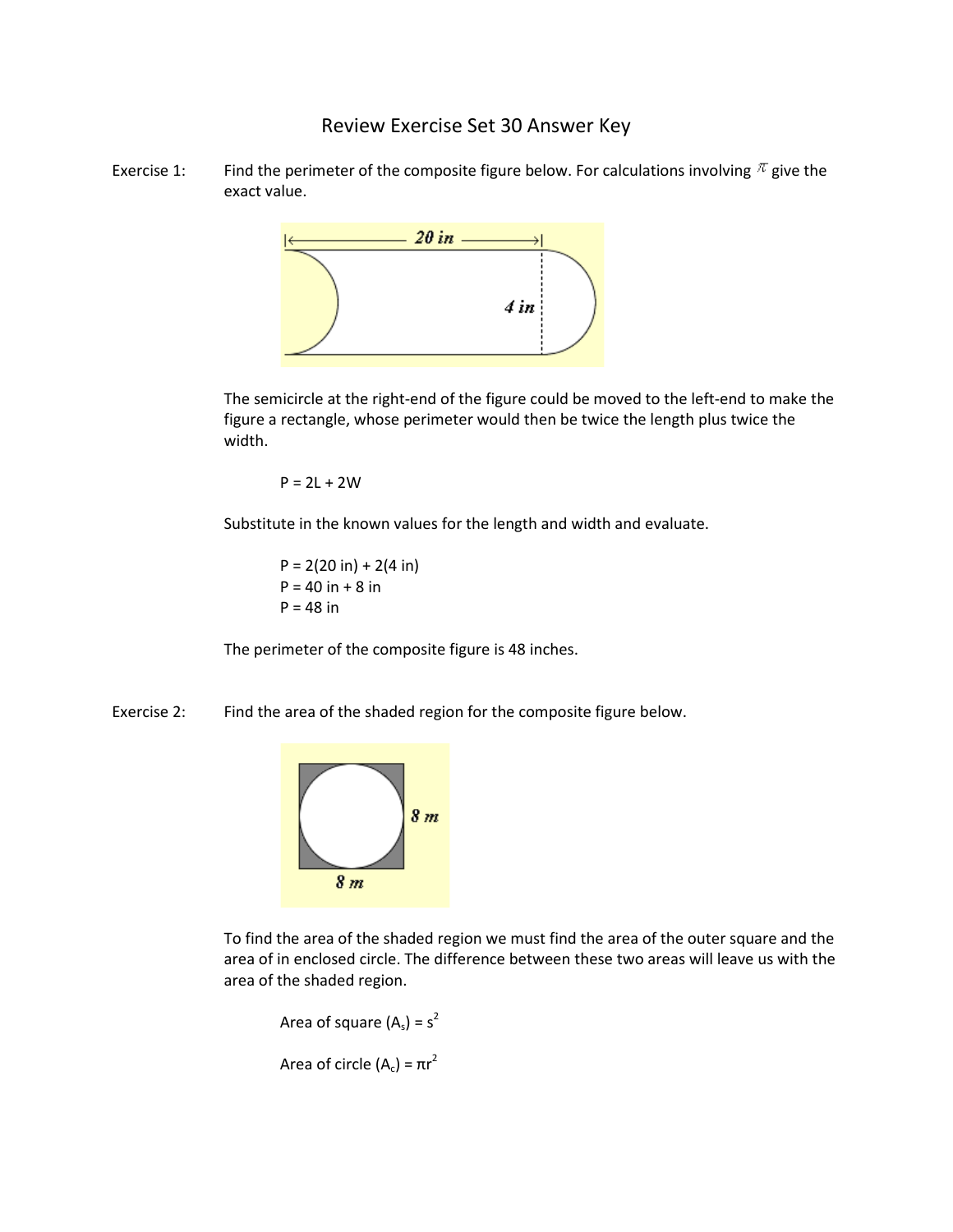# Review Exercise Set 30 Answer Key

Exercise 1: Find the perimeter of the composite figure below. For calculations involving $\pi$ give the exact value.

The semicircle at the right-end of the figure could be moved to the left-end to make the figure a rectangle, whose perimeter would then be twice the length plus twice the width.

$$P = 2L + 2W$$

Substitute in the known values for the length and width and evaluate.

$$P = 2(20 \text{ in}) + 2(4 \text{ in})$$
$$P = 40 \text{ in} + 8 \text{ in}$$
$$P = 48 \text{ in}$$

The perimeter of the composite figure is 48 inches.

Exercise 2: Find the area of the shaded region for the composite figure below.

To find the area of the shaded region we must find the area of the outer square and the area of in enclosed circle. The difference between these two areas will leave us with the area of the shaded region.

Area of square ($A_s$) = $s^2$

Area of circle ($A_c$) = $\pi r^2$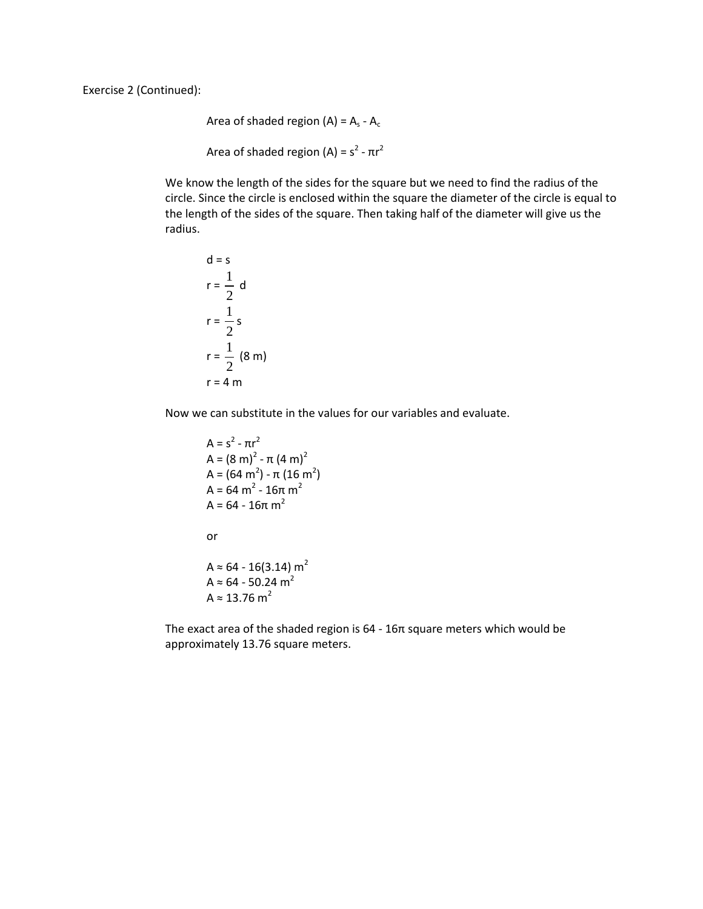Exercise 2 (Continued):

Area of shaded region (A) = $A_s - A_c$

Area of shaded region (A) = $s^2 - \pi r^2$

We know the length of the sides for the square but we need to find the radius of the circle. Since the circle is enclosed within the square the diameter of the circle is equal to the length of the sides of the square. Then taking half of the diameter will give us the radius.

$$d = s$$

$$r = \frac{1}{2}\ d$$

$$r = \frac{1}{2} s$$

$$r = \frac{1}{2}\ (8\ \text{m})$$

$$r = 4\ \text{m}$$

Now we can substitute in the values for our variables and evaluate.

$$A = s^2 - \pi r^2$$
$$A = (8\ \text{m})^2 - \pi\ (4\ \text{m})^2$$
$$A = (64\ \text{m}^2) - \pi\ (16\ \text{m}^2)$$
$$A = 64\ \text{m}^2 - 16\pi\ \text{m}^2$$
$$A = 64 - 16\pi\ \text{m}^2$$

or

$$A \approx 64 - 16(3.14)\ \text{m}^2$$
$$A \approx 64 - 50.24\ \text{m}^2$$
$$A \approx 13.76\ \text{m}^2$$

The exact area of the shaded region is $64 - 16\pi$ square meters which would be approximately 13.76 square meters.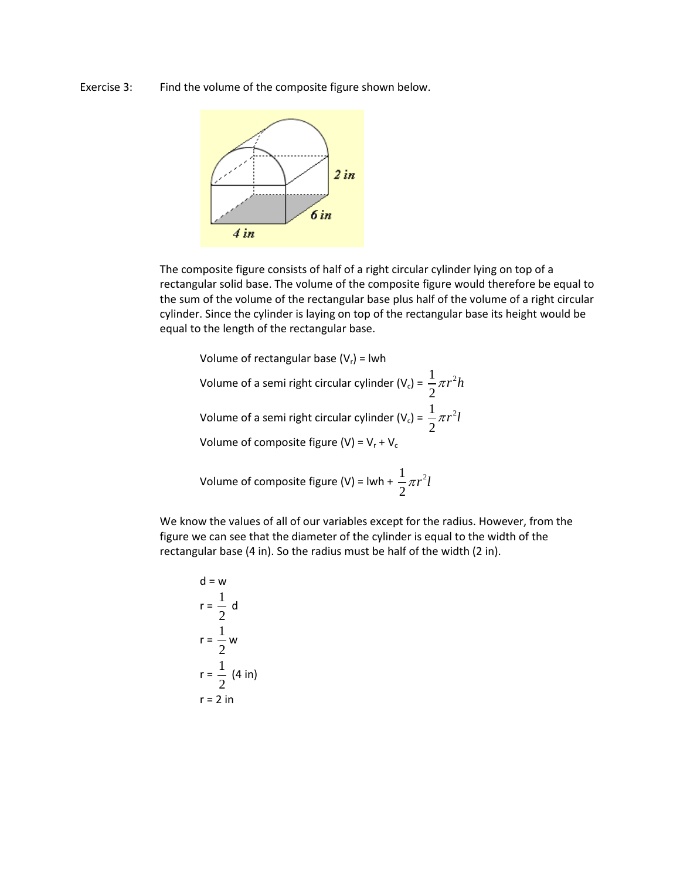Exercise 3: Find the volume of the composite figure shown below.

The composite figure consists of half of a right circular cylinder lying on top of a rectangular solid base. The volume of the composite figure would therefore be equal to the sum of the volume of the rectangular base plus half of the volume of a right circular cylinder. Since the cylinder is laying on top of the rectangular base its height would be equal to the length of the rectangular base.

Volume of rectangular base ($V_r$) = lwh

Volume of a semi right circular cylinder ($V_c$) = $\frac{1}{2}\pi r^2 h$

Volume of a semi right circular cylinder ($V_c$) = $\frac{1}{2}\pi r^2 l$

Volume of composite figure (V) = $V_r + V_c$

Volume of composite figure (V) = lwh + $\frac{1}{2}\pi r^2 l$

We know the values of all of our variables except for the radius. However, from the figure we can see that the diameter of the cylinder is equal to the width of the rectangular base (4 in). So the radius must be half of the width (2 in).

d = w

r = $\frac{1}{2}$ d

r = $\frac{1}{2}$ w

r = $\frac{1}{2}$ (4 in)

r = 2 in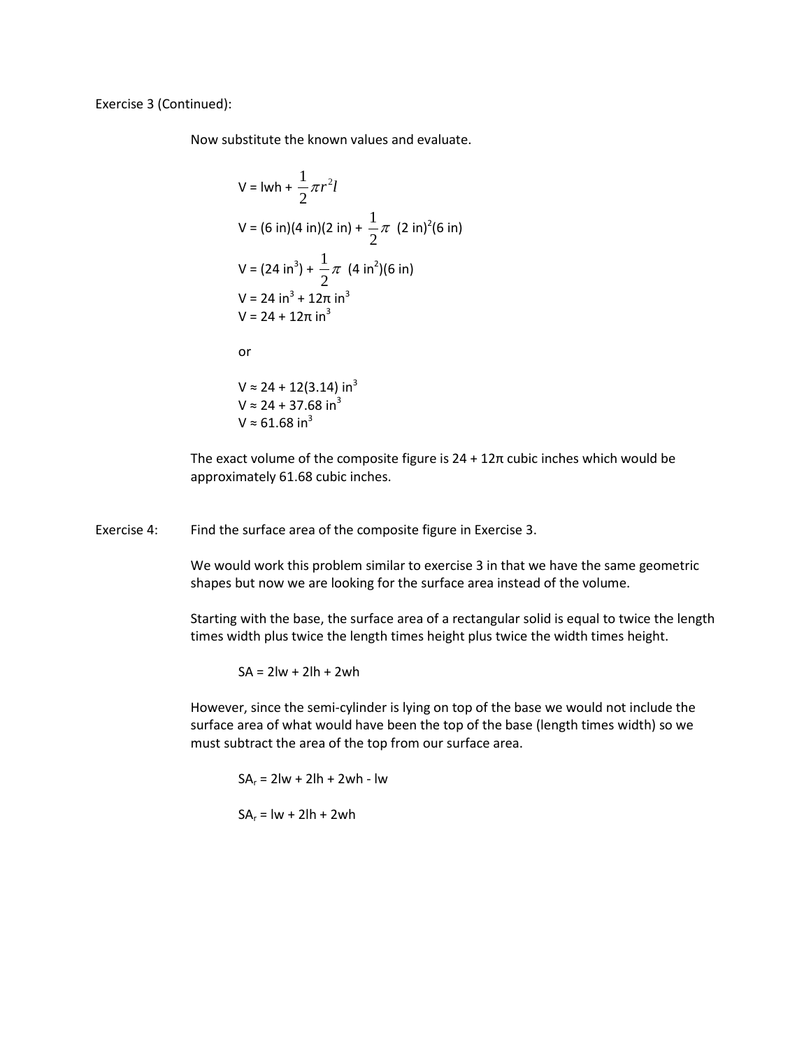Exercise 3 (Continued):

Now substitute the known values and evaluate.

$$V = lwh + \frac{1}{2}\pi r^2 l$$

$$V = (6 \text{ in})(4 \text{ in})(2 \text{ in}) + \frac{1}{2}\pi \ (2 \text{ in})^2(6 \text{ in})$$

$$V = (24 \text{ in}^3) + \frac{1}{2}\pi \ (4 \text{ in}^2)(6 \text{ in})$$

$$V = 24 \text{ in}^3 + 12\pi \text{ in}^3$$

$$V = 24 + 12\pi \text{ in}^3$$

or

$$V \approx 24 + 12(3.14) \text{ in}^3$$

$$V \approx 24 + 37.68 \text{ in}^3$$

$$V \approx 61.68 \text{ in}^3$$

The exact volume of the composite figure is 24 + 12π cubic inches which would be approximately 61.68 cubic inches.

Exercise 4: Find the surface area of the composite figure in Exercise 3.

We would work this problem similar to exercise 3 in that we have the same geometric shapes but now we are looking for the surface area instead of the volume.

Starting with the base, the surface area of a rectangular solid is equal to twice the length times width plus twice the length times height plus twice the width times height.

$$SA = 2lw + 2lh + 2wh$$

However, since the semi-cylinder is lying on top of the base we would not include the surface area of what would have been the top of the base (length times width) so we must subtract the area of the top from our surface area.

$$SA_r = 2lw + 2lh + 2wh - lw$$

$$SA_r = lw + 2lh + 2wh$$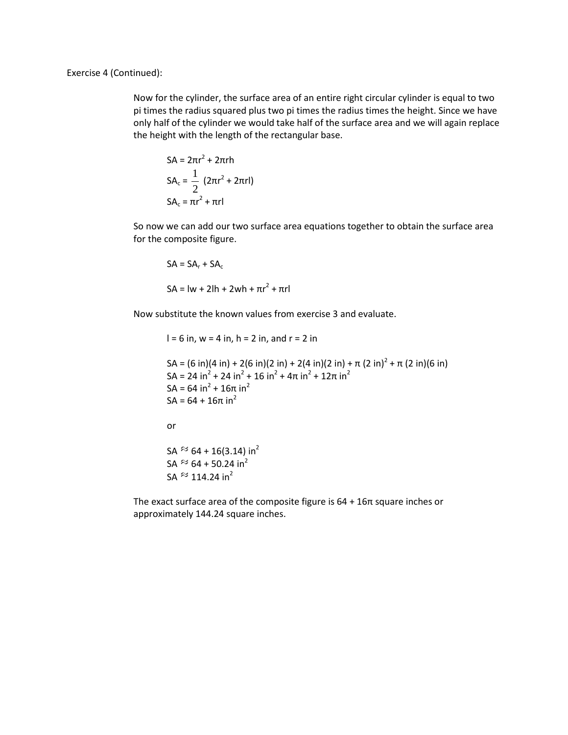Exercise 4 (Continued):

Now for the cylinder, the surface area of an entire right circular cylinder is equal to two pi times the radius squared plus two pi times the radius times the height. Since we have only half of the cylinder we would take half of the surface area and we will again replace the height with the length of the rectangular base.

$$SA = 2\pi r^2 + 2\pi rh$$

$$SA_c = \frac{1}{2}\,(2\pi r^2 + 2\pi rl)$$

$$SA_c = \pi r^2 + \pi rl$$

So now we can add our two surface area equations together to obtain the surface area for the composite figure.

$$SA = SA_r + SA_c$$

$$SA = lw + 2lh + 2wh + \pi r^2 + \pi rl$$

Now substitute the known values from exercise 3 and evaluate.

$l = 6$ in, $w = 4$ in, $h = 2$ in, and $r = 2$ in

$$SA = (6 \text{ in})(4 \text{ in}) + 2(6 \text{ in})(2 \text{ in}) + 2(4 \text{ in})(2 \text{ in}) + \pi\,(2 \text{ in})^2 + \pi\,(2 \text{ in})(6 \text{ in})$$

$$SA = 24 \text{ in}^2 + 24 \text{ in}^2 + 16 \text{ in}^2 + 4\pi \text{ in}^2 + 12\pi \text{ in}^2$$

$$SA = 64 \text{ in}^2 + 16\pi \text{ in}^2$$

$$SA = 64 + 16\pi \text{ in}^2$$

or

$$SA \approx 64 + 16(3.14) \text{ in}^2$$

$$SA \approx 64 + 50.24 \text{ in}^2$$

$$SA \approx 114.24 \text{ in}^2$$

The exact surface area of the composite figure is $64 + 16\pi$ square inches or approximately 144.24 square inches.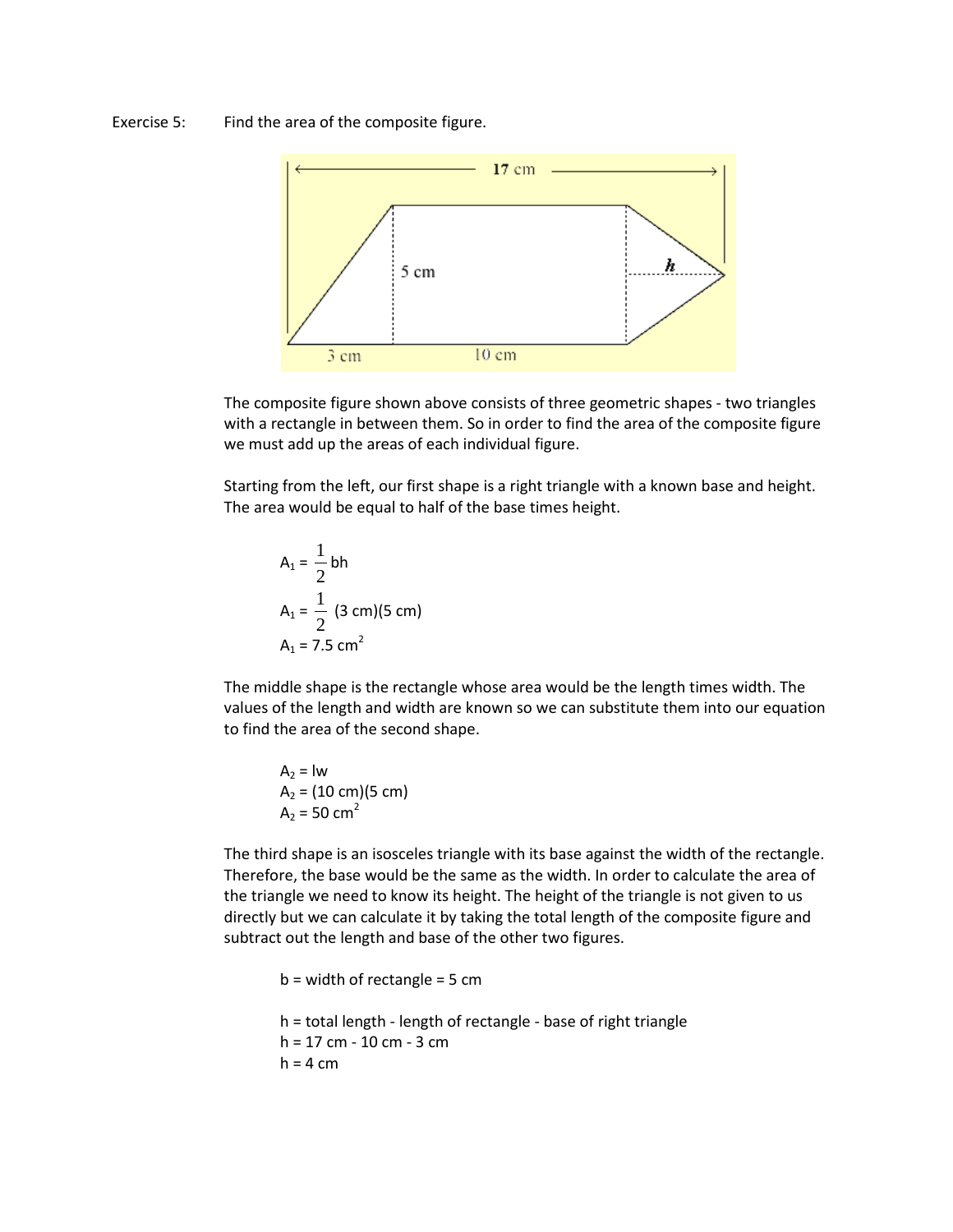Exercise 5: Find the area of the composite figure.

The composite figure shown above consists of three geometric shapes - two triangles with a rectangle in between them. So in order to find the area of the composite figure we must add up the areas of each individual figure.

Starting from the left, our first shape is a right triangle with a known base and height. The area would be equal to half of the base times height.

$$A_1 = \frac{1}{2}bh$$

$$A_1 = \frac{1}{2}(3\text{ cm})(5\text{ cm})$$

$$A_1 = 7.5\text{ cm}^2$$

The middle shape is the rectangle whose area would be the length times width. The values of the length and width are known so we can substitute them into our equation to find the area of the second shape.

$$A_2 = lw$$

$$A_2 = (10\text{ cm})(5\text{ cm})$$

$$A_2 = 50\text{ cm}^2$$

The third shape is an isosceles triangle with its base against the width of the rectangle. Therefore, the base would be the same as the width. In order to calculate the area of the triangle we need to know its height. The height of the triangle is not given to us directly but we can calculate it by taking the total length of the composite figure and subtract out the length and base of the other two figures.

b = width of rectangle = 5 cm

h = total length - length of rectangle - base of right triangle

h = 17 cm - 10 cm - 3 cm

h = 4 cm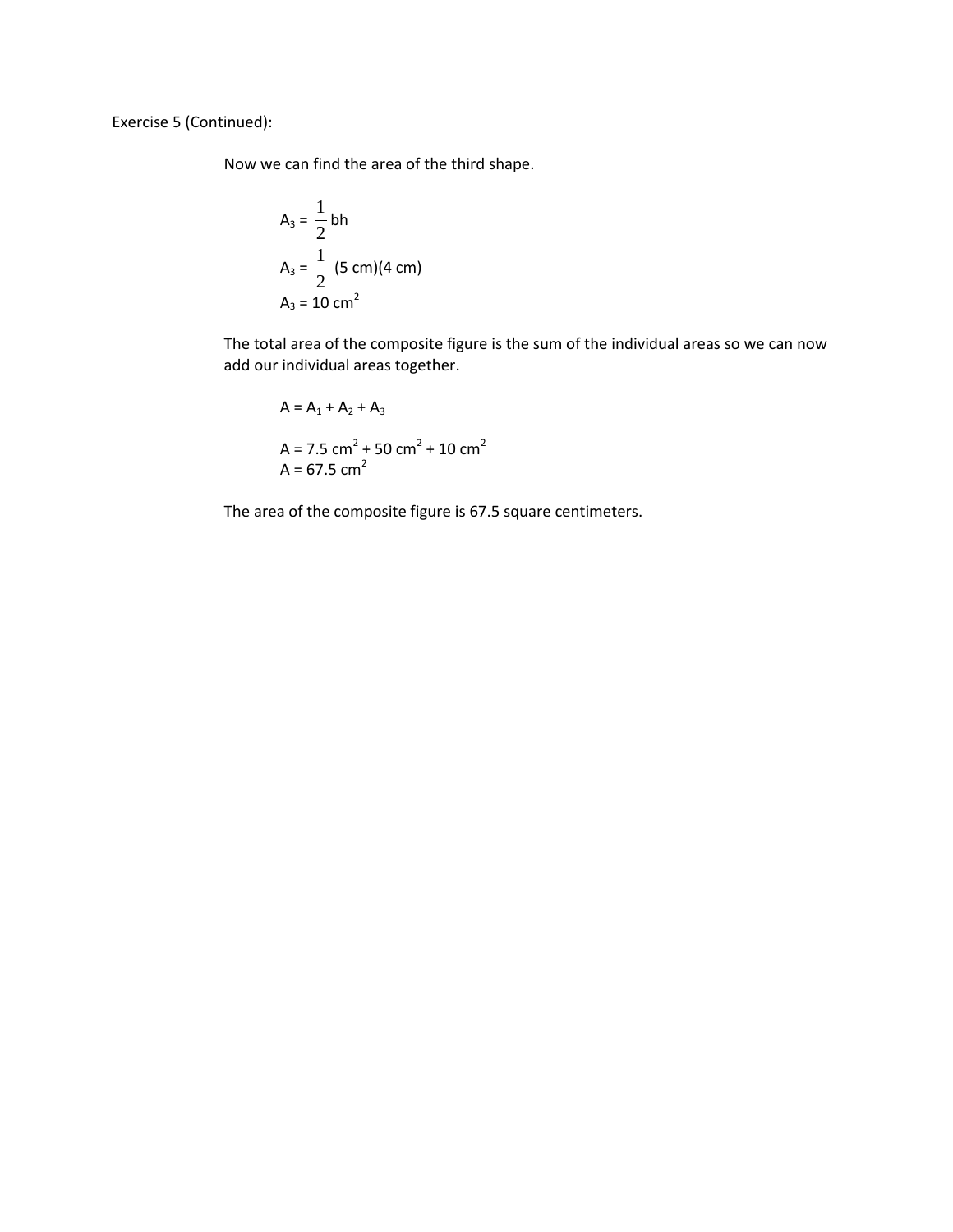Exercise 5 (Continued):

Now we can find the area of the third shape.

$$A_3 = \frac{1}{2}bh$$

$$A_3 = \frac{1}{2}(5\text{ cm})(4\text{ cm})$$

$$A_3 = 10\text{ cm}^2$$

The total area of the composite figure is the sum of the individual areas so we can now add our individual areas together.

$$A = A_1 + A_2 + A_3$$

$$A = 7.5\text{ cm}^2 + 50\text{ cm}^2 + 10\text{ cm}^2$$

$$A = 67.5\text{ cm}^2$$

The area of the composite figure is 67.5 square centimeters.